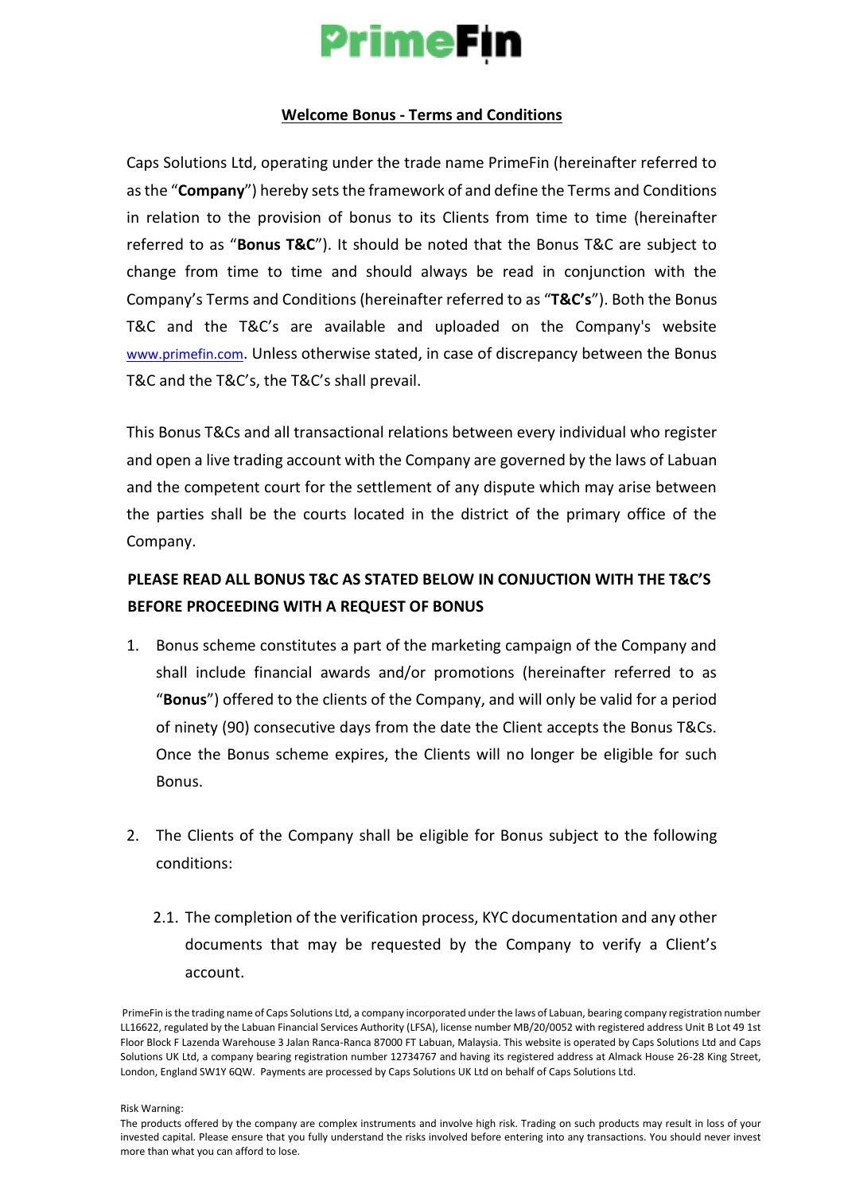# PrimeFin

## Welcome Bonus - Terms and Conditions

Caps Solutions Ltd, operating under the trade name PrimeFin (hereinafter referred to as the "**Company**") hereby sets the framework of and define the Terms and Conditions in relation to the provision of bonus to its Clients from time to time (hereinafter referred to as "**Bonus T&C**"). It should be noted that the Bonus T&C are subject to change from time to time and should always be read in conjunction with the Company's Terms and Conditions (hereinafter referred to as "**T&C's**"). Both the Bonus T&C and the T&C's are available and uploaded on the Company's website www.primefin.com. Unless otherwise stated, in case of discrepancy between the Bonus T&C and the T&C's, the T&C's shall prevail.

This Bonus T&Cs and all transactional relations between every individual who register and open a live trading account with the Company are governed by the laws of Labuan and the competent court for the settlement of any dispute which may arise between the parties shall be the courts located in the district of the primary office of the Company.

**PLEASE READ ALL BONUS T&C AS STATED BELOW IN CONJUCTION WITH THE T&C'S BEFORE PROCEEDING WITH A REQUEST OF BONUS**

1. Bonus scheme constitutes a part of the marketing campaign of the Company and shall include financial awards and/or promotions (hereinafter referred to as "**Bonus**") offered to the clients of the Company, and will only be valid for a period of ninety (90) consecutive days from the date the Client accepts the Bonus T&Cs. Once the Bonus scheme expires, the Clients will no longer be eligible for such Bonus.

2. The Clients of the Company shall be eligible for Bonus subject to the following conditions:

   2.1. The completion of the verification process, KYC documentation and any other documents that may be requested by the Company to verify a Client's account.

PrimeFin is the trading name of Caps Solutions Ltd, a company incorporated under the laws of Labuan, bearing company registration number LL16622, regulated by the Labuan Financial Services Authority (LFSA), license number MB/20/0052 with registered address Unit B Lot 49 1st Floor Block F Lazenda Warehouse 3 Jalan Ranca-Ranca 87000 FT Labuan, Malaysia. This website is operated by Caps Solutions Ltd and Caps Solutions UK Ltd, a company bearing registration number 12734767 and having its registered address at Almack House 26-28 King Street, London, England SW1Y 6QW. Payments are processed by Caps Solutions UK Ltd on behalf of Caps Solutions Ltd.

Risk Warning:
The products offered by the company are complex instruments and involve high risk. Trading on such products may result in loss of your invested capital. Please ensure that you fully understand the risks involved before entering into any transactions. You should never invest more than what you can afford to lose.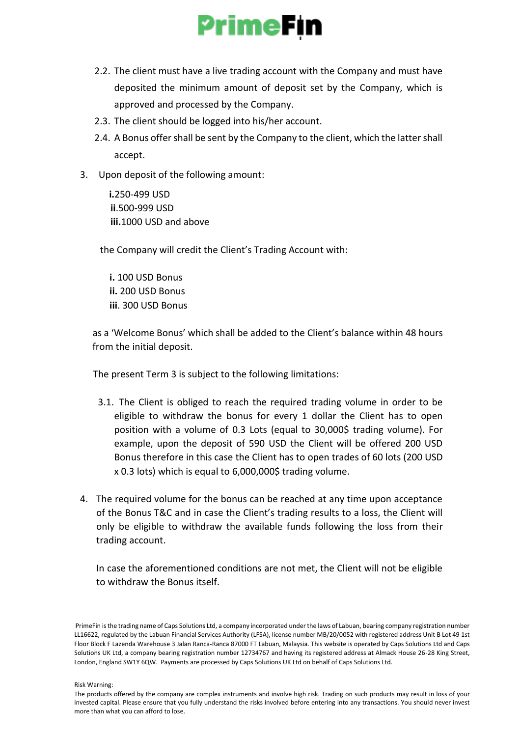2.2. The client must have a live trading account with the Company and must have deposited the minimum amount of deposit set by the Company, which is approved and processed by the Company.

2.3. The client should be logged into his/her account.

2.4. A Bonus offer shall be sent by the Company to the client, which the latter shall accept.

3. Upon deposit of the following amount:

   **i.**250-499 USD
   **ii**.500-999 USD
   **iii.**1000 USD and above

   the Company will credit the Client's Trading Account with:

   **i.** 100 USD Bonus
   **ii.** 200 USD Bonus
   **iii**. 300 USD Bonus

   as a 'Welcome Bonus' which shall be added to the Client's balance within 48 hours from the initial deposit.

   The present Term 3 is subject to the following limitations:

   3.1. The Client is obliged to reach the required trading volume in order to be eligible to withdraw the bonus for every 1 dollar the Client has to open position with a volume of 0.3 Lots (equal to 30,000$ trading volume). For example, upon the deposit of 590 USD the Client will be offered 200 USD Bonus therefore in this case the Client has to open trades of 60 lots (200 USD x 0.3 lots) which is equal to 6,000,000$ trading volume.

4. The required volume for the bonus can be reached at any time upon acceptance of the Bonus T&C and in case the Client's trading results to a loss, the Client will only be eligible to withdraw the available funds following the loss from their trading account.

   In case the aforementioned conditions are not met, the Client will not be eligible to withdraw the Bonus itself.

PrimeFin is the trading name of Caps Solutions Ltd, a company incorporated under the laws of Labuan, bearing company registration number LL16622, regulated by the Labuan Financial Services Authority (LFSA), license number MB/20/0052 with registered address Unit B Lot 49 1st Floor Block F Lazenda Warehouse 3 Jalan Ranca-Ranca 87000 FT Labuan, Malaysia. This website is operated by Caps Solutions Ltd and Caps Solutions UK Ltd, a company bearing registration number 12734767 and having its registered address at Almack House 26-28 King Street, London, England SW1Y 6QW. Payments are processed by Caps Solutions UK Ltd on behalf of Caps Solutions Ltd.

Risk Warning:
The products offered by the company are complex instruments and involve high risk. Trading on such products may result in loss of your invested capital. Please ensure that you fully understand the risks involved before entering into any transactions. You should never invest more than what you can afford to lose.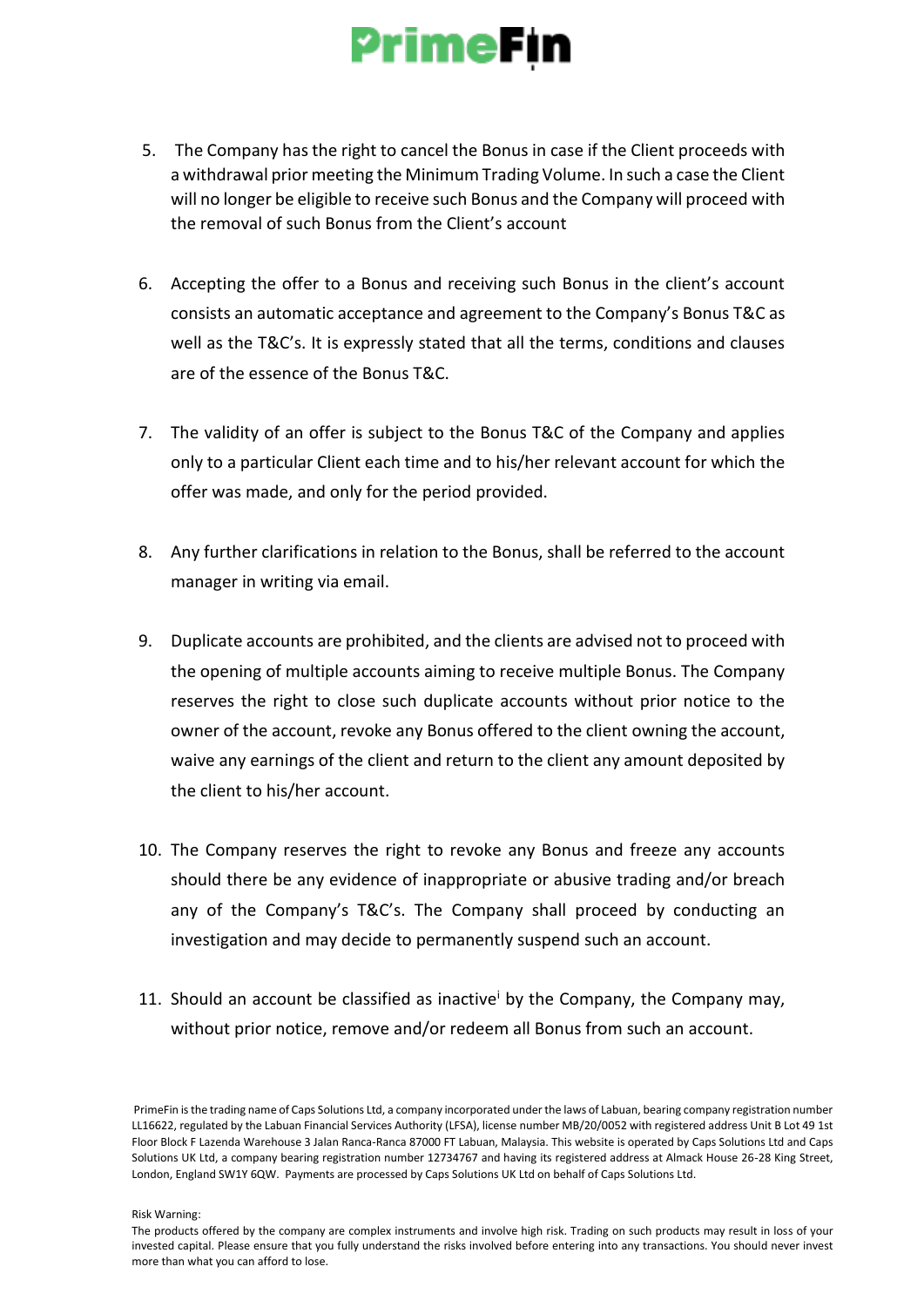5. The Company has the right to cancel the Bonus in case if the Client proceeds with a withdrawal prior meeting the Minimum Trading Volume. In such a case the Client will no longer be eligible to receive such Bonus and the Company will proceed with the removal of such Bonus from the Client's account

6. Accepting the offer to a Bonus and receiving such Bonus in the client's account consists an automatic acceptance and agreement to the Company's Bonus T&C as well as the T&C's. It is expressly stated that all the terms, conditions and clauses are of the essence of the Bonus T&C.

7. The validity of an offer is subject to the Bonus T&C of the Company and applies only to a particular Client each time and to his/her relevant account for which the offer was made, and only for the period provided.

8. Any further clarifications in relation to the Bonus, shall be referred to the account manager in writing via email.

9. Duplicate accounts are prohibited, and the clients are advised not to proceed with the opening of multiple accounts aiming to receive multiple Bonus. The Company reserves the right to close such duplicate accounts without prior notice to the owner of the account, revoke any Bonus offered to the client owning the account, waive any earnings of the client and return to the client any amount deposited by the client to his/her account.

10. The Company reserves the right to revoke any Bonus and freeze any accounts should there be any evidence of inappropriate or abusive trading and/or breach any of the Company's T&C's. The Company shall proceed by conducting an investigation and may decide to permanently suspend such an account.

11. Should an account be classified as inactive[i] by the Company, the Company may, without prior notice, remove and/or redeem all Bonus from such an account.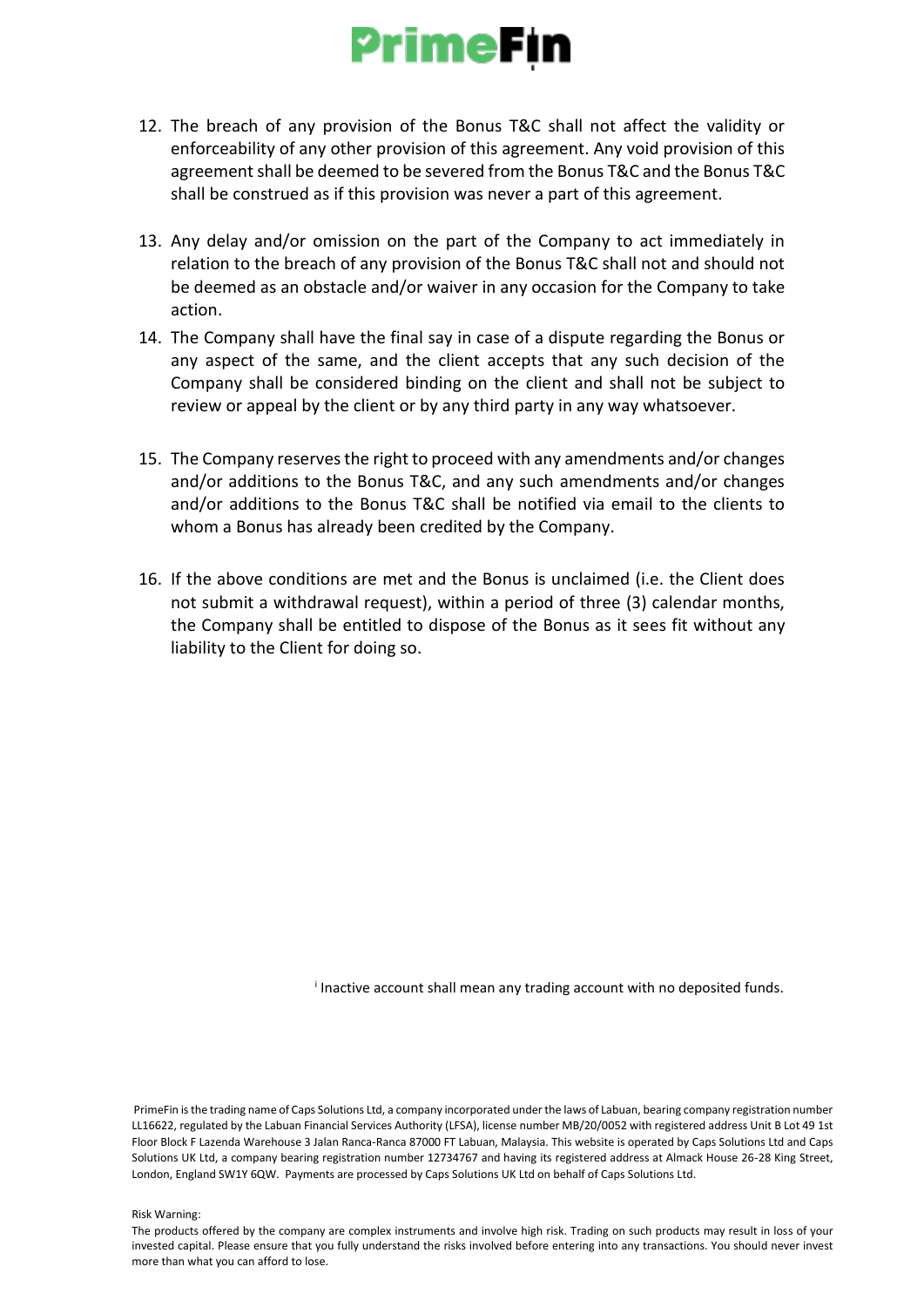12. The breach of any provision of the Bonus T&C shall not affect the validity or enforceability of any other provision of this agreement. Any void provision of this agreement shall be deemed to be severed from the Bonus T&C and the Bonus T&C shall be construed as if this provision was never a part of this agreement.

13. Any delay and/or omission on the part of the Company to act immediately in relation to the breach of any provision of the Bonus T&C shall not and should not be deemed as an obstacle and/or waiver in any occasion for the Company to take action.

14. The Company shall have the final say in case of a dispute regarding the Bonus or any aspect of the same, and the client accepts that any such decision of the Company shall be considered binding on the client and shall not be subject to review or appeal by the client or by any third party in any way whatsoever.

15. The Company reserves the right to proceed with any amendments and/or changes and/or additions to the Bonus T&C, and any such amendments and/or changes and/or additions to the Bonus T&C shall be notified via email to the clients to whom a Bonus has already been credited by the Company.

16. If the above conditions are met and the Bonus is unclaimed (i.e. the Client does not submit a withdrawal request), within a period of three (3) calendar months, the Company shall be entitled to dispose of the Bonus as it sees fit without any liability to the Client for doing so.

[i] Inactive account shall mean any trading account with no deposited funds.

PrimeFin is the trading name of Caps Solutions Ltd, a company incorporated under the laws of Labuan, bearing company registration number LL16622, regulated by the Labuan Financial Services Authority (LFSA), license number MB/20/0052 with registered address Unit B Lot 49 1st Floor Block F Lazenda Warehouse 3 Jalan Ranca-Ranca 87000 FT Labuan, Malaysia. This website is operated by Caps Solutions Ltd and Caps Solutions UK Ltd, a company bearing registration number 12734767 and having its registered address at Almack House 26-28 King Street, London, England SW1Y 6QW. Payments are processed by Caps Solutions UK Ltd on behalf of Caps Solutions Ltd.

Risk Warning:

The products offered by the company are complex instruments and involve high risk. Trading on such products may result in loss of your invested capital. Please ensure that you fully understand the risks involved before entering into any transactions. You should never invest more than what you can afford to lose.